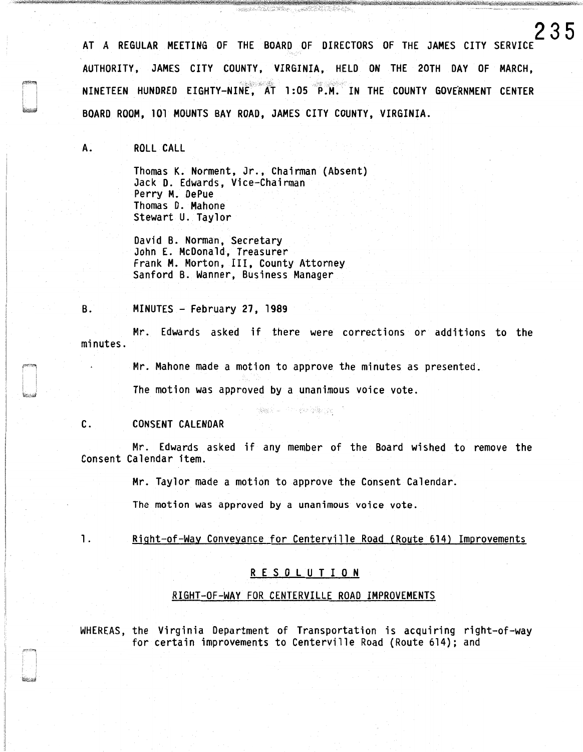AT A REGULAR MEETING OF THE BOARD OF DIRECTORS OF THE JAMES CITY SERVICE AUTHORITY, JAMES CITY COUNTY, VIRGINIA, HELD ON THE 20TH DAY OF MARCH, NINETEEN HUNDRED EIGHTY-NINE, AT 1:05 P.M. IN THE COUNTY GOVERNMENT CENTER BOARD ROOM, 101 MOUNTS BAY ROAD, JAMES CITY COUNTY, VIRGINIA.

A. ROLL CALL

Thomas K. Norment, Jr., Chairman (Absent)
Jack D. Edwards, Vice-Chairman
Perry M. DePue
Thomas D. Mahone
Stewart U. Taylor

David B. Norman, Secretary
John E. McDonald, Treasurer
Frank M. Morton, III, County Attorney
Sanford B. Wanner, Business Manager

B. MINUTES - February 27, 1989

Mr. Edwards asked if there were corrections or additions to the minutes.

Mr. Mahone made a motion to approve the minutes as presented.

The motion was approved by a unanimous voice vote.

C. CONSENT CALENDAR

Mr. Edwards asked if any member of the Board wished to remove the Consent Calendar item.

Mr. Taylor made a motion to approve the Consent Calendar.

The motion was approved by a unanimous voice vote.

1. Right-of-Way Conveyance for Centerville Road (Route 614) Improvements

## RESOLUTION

### RIGHT-OF-WAY FOR CENTERVILLE ROAD IMPROVEMENTS

WHEREAS, the Virginia Department of Transportation is acquiring right-of-way for certain improvements to Centerville Road (Route 614); and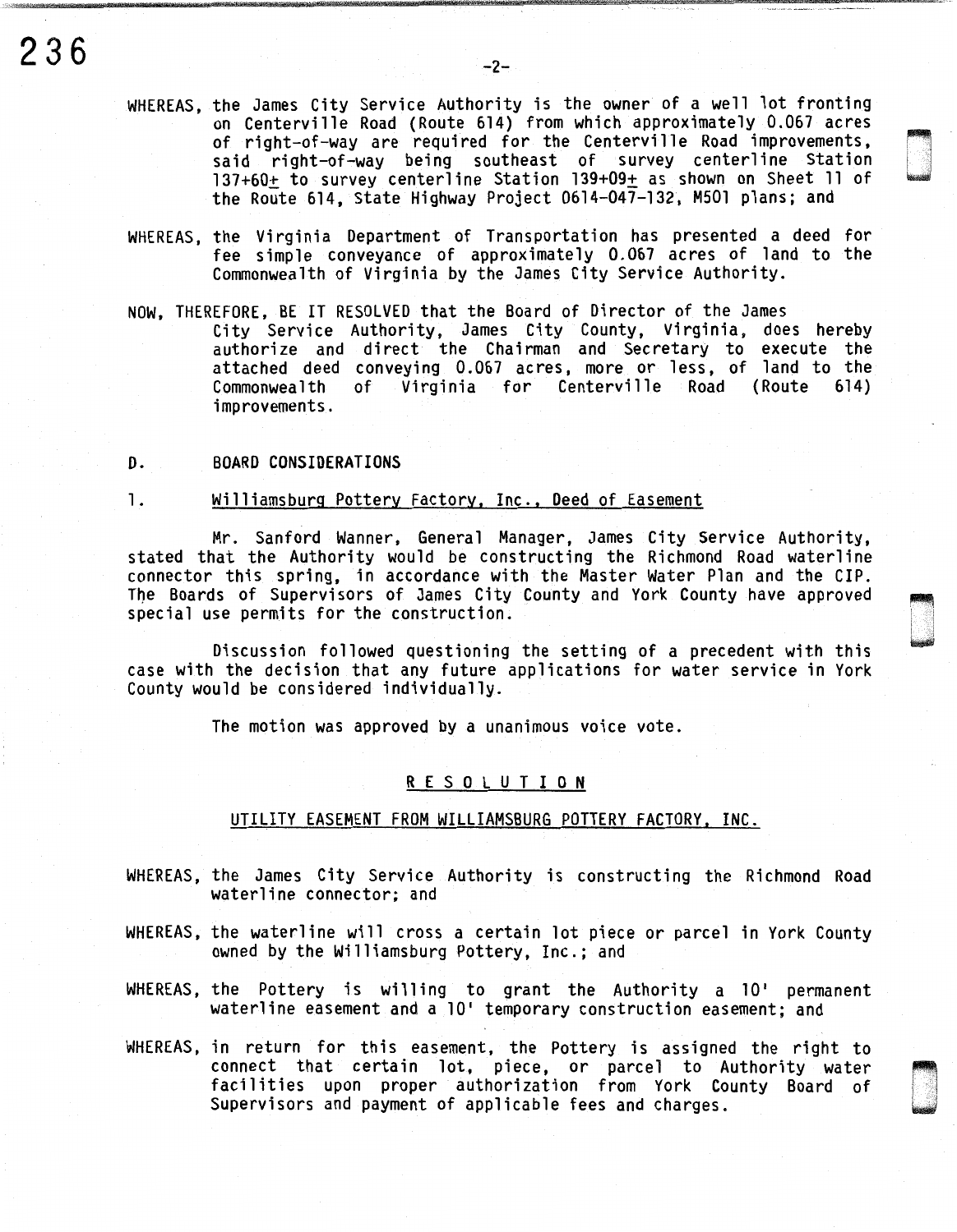WHEREAS, the James City Service Authority is the owner of a well lot fronting on Centerville Road (Route 614) from which approximately 0.067 acres of right-of-way are required for the Centerville Road improvements, said right-of-way being southeast of survey centerline Station 137+60± to survey centerline Station 139+09± as shown on Sheet 11 of the Route 614, State Highway Project 0614-047-132, M501 plans; and

WHEREAS, the Virginia Department of Transportation has presented a deed for fee simple conveyance of approximately 0.067 acres of land to the Commonwealth of Virginia by the James City Service Authority.

NOW, THEREFORE, BE IT RESOLVED that the Board of Director of the James City Service Authority, James City County, Virginia, does hereby authorize and direct the Chairman and Secretary to execute the attached deed conveying 0.067 acres, more or less, of land to the Commonwealth of Virginia for Centerville Road (Route 614) improvements.

D. BOARD CONSIDERATIONS

1. Williamsburg Pottery Factory, Inc., Deed of Easement

Mr. Sanford Wanner, General Manager, James City Service Authority, stated that the Authority would be constructing the Richmond Road waterline connector this spring, in accordance with the Master Water Plan and the CIP. The Boards of Supervisors of James City County and York County have approved special use permits for the construction.

Discussion followed questioning the setting of a precedent with this case with the decision that any future applications for water service in York County would be considered individually.

The motion was approved by a unanimous voice vote.

## R E S O L U T I O N

### UTILITY EASEMENT FROM WILLIAMSBURG POTTERY FACTORY, INC.

WHEREAS, the James City Service Authority is constructing the Richmond Road waterline connector; and

WHEREAS, the waterline will cross a certain lot piece or parcel in York County owned by the Williamsburg Pottery, Inc.; and

WHEREAS, the Pottery is willing to grant the Authority a 10' permanent waterline easement and a 10' temporary construction easement; and

WHEREAS, in return for this easement, the Pottery is assigned the right to connect that certain lot, piece, or parcel to Authority water facilities upon proper authorization from York County Board of Supervisors and payment of applicable fees and charges.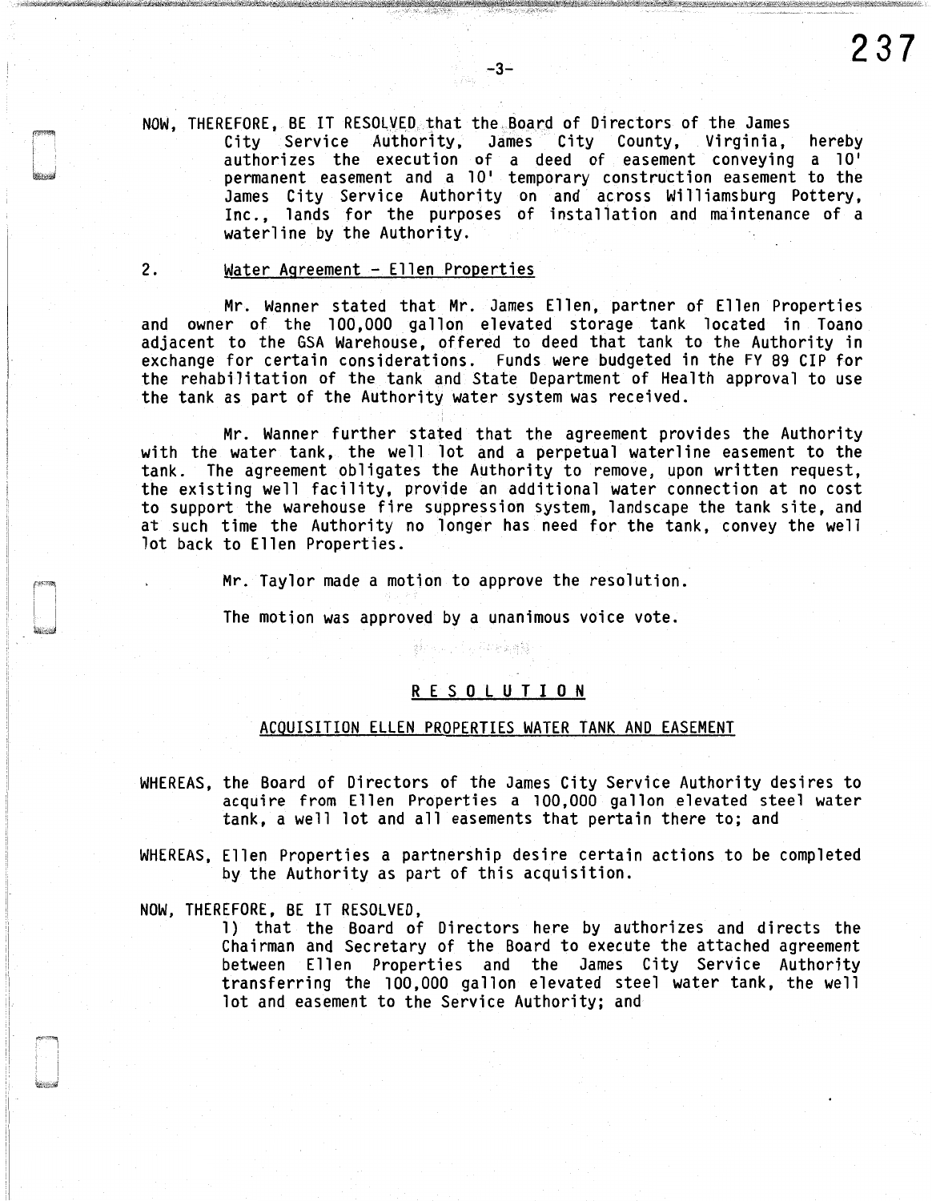NOW, THEREFORE, BE IT RESOLVED that the Board of Directors of the James City Service Authority, James City County, Virginia, hereby authorizes the execution of a deed of easement conveying a 10' permanent easement and a 10' temporary construction easement to the James City Service Authority on and across Williamsburg Pottery, Inc., lands for the purposes of installation and maintenance of a waterline by the Authority.

2. Water Agreement - Ellen Properties

Mr. Wanner stated that Mr. James Ellen, partner of Ellen Properties and owner of the 100,000 gallon elevated storage tank located in Toano adjacent to the GSA Warehouse, offered to deed that tank to the Authority in exchange for certain considerations. Funds were budgeted in the FY 89 CIP for the rehabilitation of the tank and State Department of Health approval to use the tank as part of the Authority water system was received.

Mr. Wanner further stated that the agreement provides the Authority with the water tank, the well lot and a perpetual waterline easement to the tank. The agreement obligates the Authority to remove, upon written request, the existing well facility, provide an additional water connection at no cost to support the warehouse fire suppression system, landscape the tank site, and at such time the Authority no longer has need for the tank, convey the well lot back to Ellen Properties.

Mr. Taylor made a motion to approve the resolution.

The motion was approved by a unanimous voice vote.

## R E S O L U T I O N

### ACQUISITION ELLEN PROPERTIES WATER TANK AND EASEMENT

WHEREAS, the Board of Directors of the James City Service Authority desires to acquire from Ellen Properties a 100,000 gallon elevated steel water tank, a well lot and all easements that pertain there to; and

WHEREAS, Ellen Properties a partnership desire certain actions to be completed by the Authority as part of this acquisition.

NOW, THEREFORE, BE IT RESOLVED,

1) that the Board of Directors here by authorizes and directs the Chairman and Secretary of the Board to execute the attached agreement between Ellen Properties and the James City Service Authority transferring the 100,000 gallon elevated steel water tank, the well lot and easement to the Service Authority; and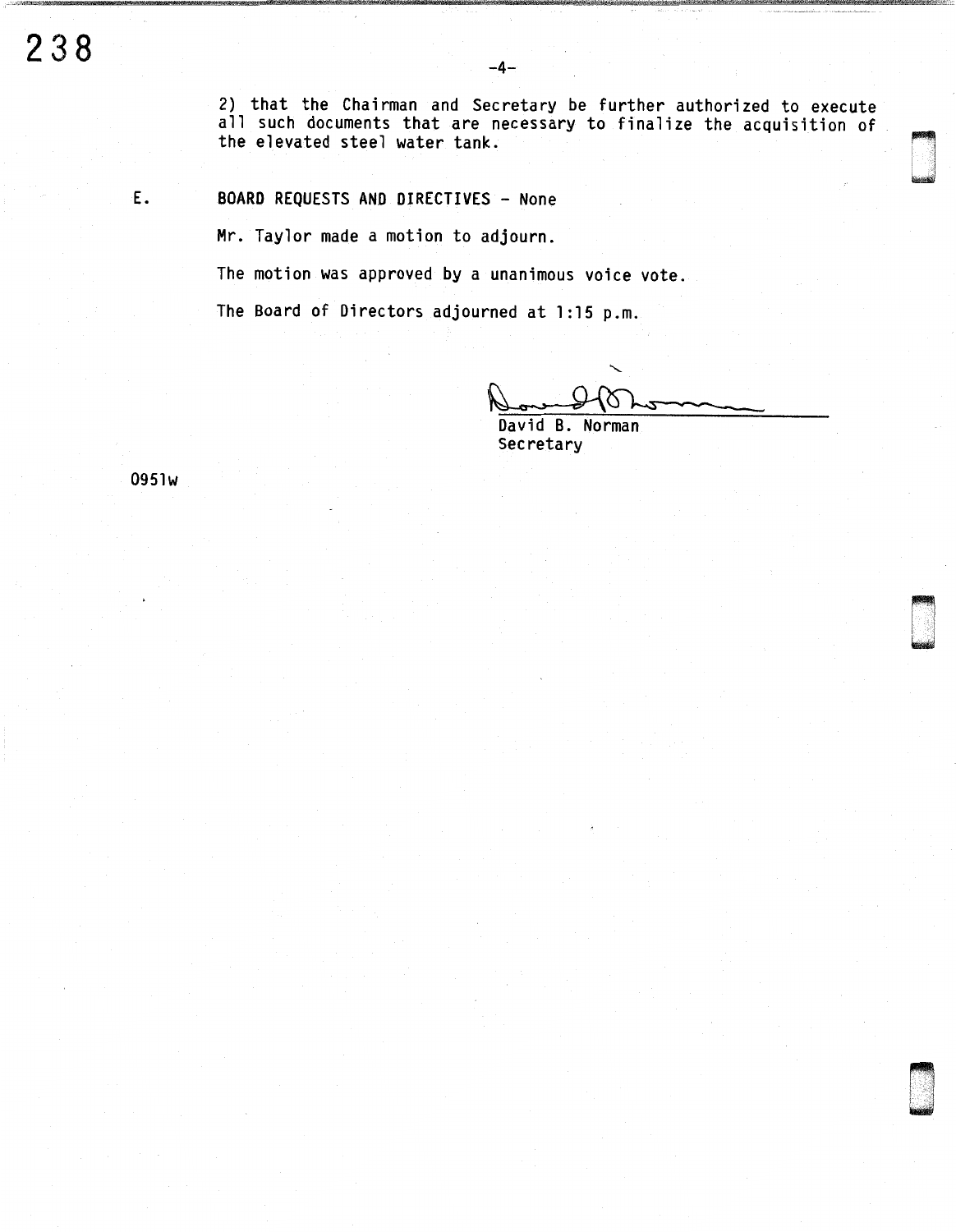2) that the Chairman and Secretary be further authorized to execute all such documents that are necessary to finalize the acquisition of the elevated steel water tank.

E. BOARD REQUESTS AND DIRECTIVES - None

Mr. Taylor made a motion to adjourn.

The motion was approved by a unanimous voice vote.

The Board of Directors adjourned at 1:15 p.m.

David B. Norman
Secretary

0951w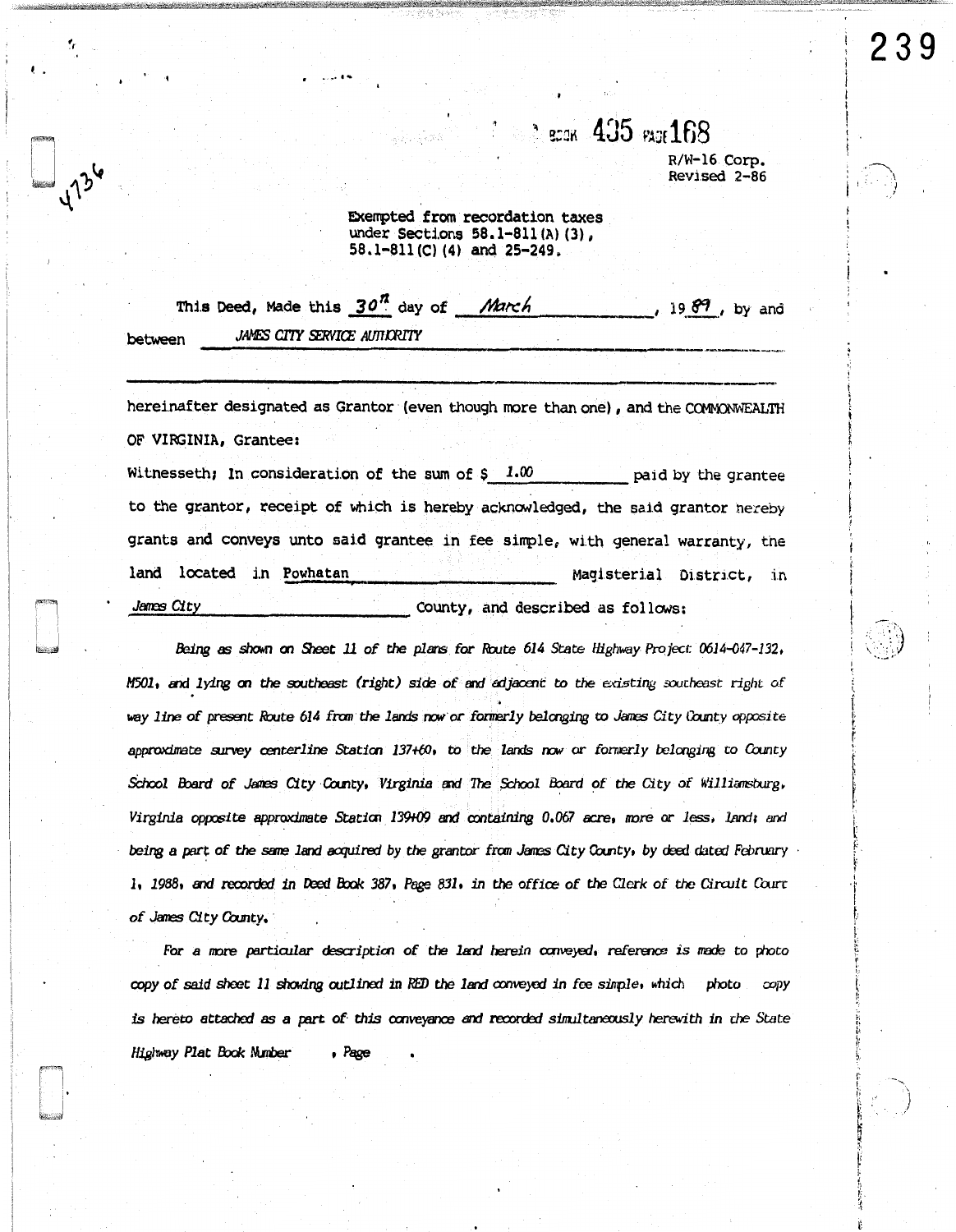BOOK 435 PAGE 168

R/W-16 Corp.
Revised 2-86

Exempted from recordation taxes under Sections 58.1-811(A)(3), 58.1-811(C)(4) and 25-249.

This Deed, Made this *30th* day of *March*, 19*89*, by and between *JAMES CITY SERVICE AUTHORITY*

hereinafter designated as Grantor (even though more than one), and the COMMONWEALTH OF VIRGINIA, Grantee:

Witnesseth; In consideration of the sum of $ *1.00* paid by the grantee to the grantor, receipt of which is hereby acknowledged, the said grantor hereby grants and conveys unto said grantee in fee simple, with general warranty, the land located in Powhatan Magisterial District, in *James City* County, and described as follows:

*Being as shown on Sheet 11 of the plans for Route 614 State Highway Project 0614-047-132, M501, and lying on the southeast (right) side of and adjacent to the existing southeast right of way line of present Route 614 from the lands now or formerly belonging to James City County opposite approximate survey centerline Station 137+60, to the lands now or formerly belonging to County School Board of James City County, Virginia and The School Board of the City of Williamsburg, Virginia opposite approximate Station 139+09 and containing 0.067 acre, more or less, land; and being a part of the same land acquired by the grantor from James City County, by deed dated February 1, 1988, and recorded in Deed Book 387, Page 831, in the office of the Clerk of the Circuit Court of James City County.*

*For a more particular description of the land herein conveyed, reference is made to photo copy of said sheet 11 showing outlined in RED the land conveyed in fee simple, which photo copy is hereto attached as a part of this conveyance and recorded simultaneously herewith in the State Highway Plat Book Number , Page .*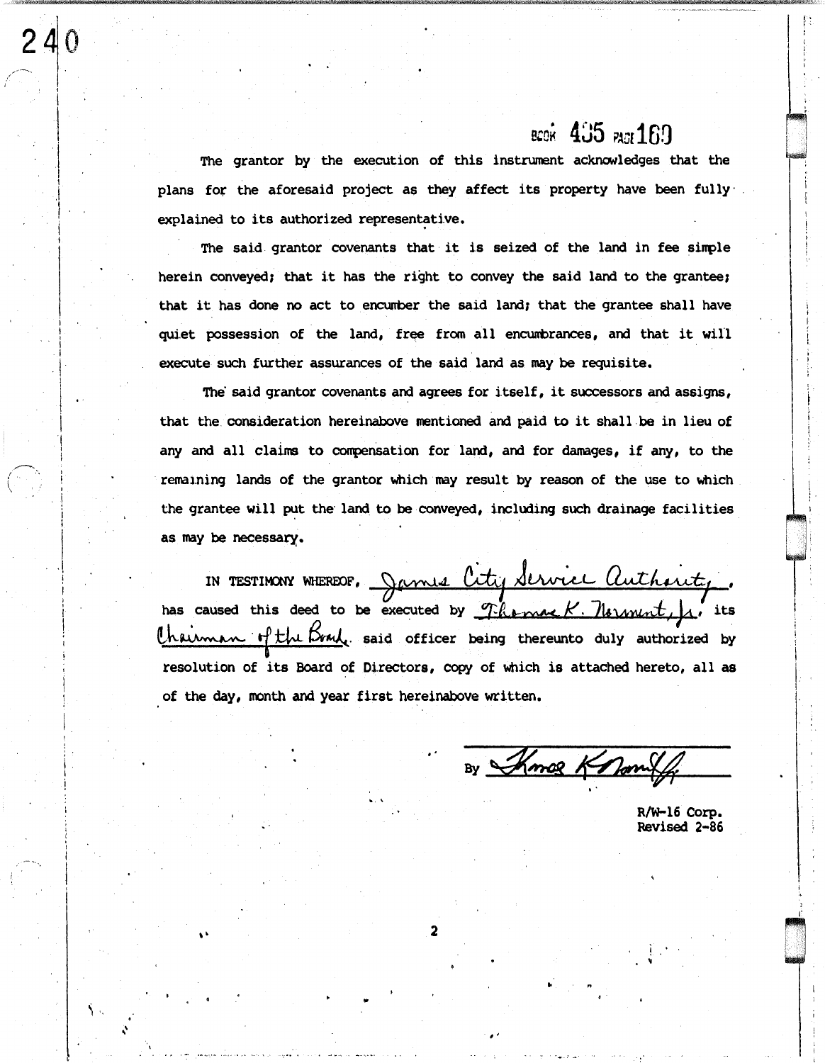BOOK 435 PAGE 169

The grantor by the execution of this instrument acknowledges that the plans for the aforesaid project as they affect its property have been fully explained to its authorized representative.

The said grantor covenants that it is seized of the land in fee simple herein conveyed; that it has the right to convey the said land to the grantee; that it has done no act to encumber the said land; that the grantee shall have quiet possession of the land, free from all encumbrances, and that it will execute such further assurances of the said land as may be requisite.

The said grantor covenants and agrees for itself, it successors and assigns, that the consideration hereinabove mentioned and paid to it shall be in lieu of any and all claims to compensation for land, and for damages, if any, to the remaining lands of the grantor which may result by reason of the use to which the grantee will put the land to be conveyed, including such drainage facilities as may be necessary.

IN TESTIMONY WHEREOF, James City Service Authority, has caused this deed to be executed by Thomas K. Norment, Jr. its Chairman of the Board said officer being thereunto duly authorized by resolution of its Board of Directors, copy of which is attached hereto, all as of the day, month and year first hereinabove written.

By Thomas K Norment Jr.

R/W-16 Corp.
Revised 2-86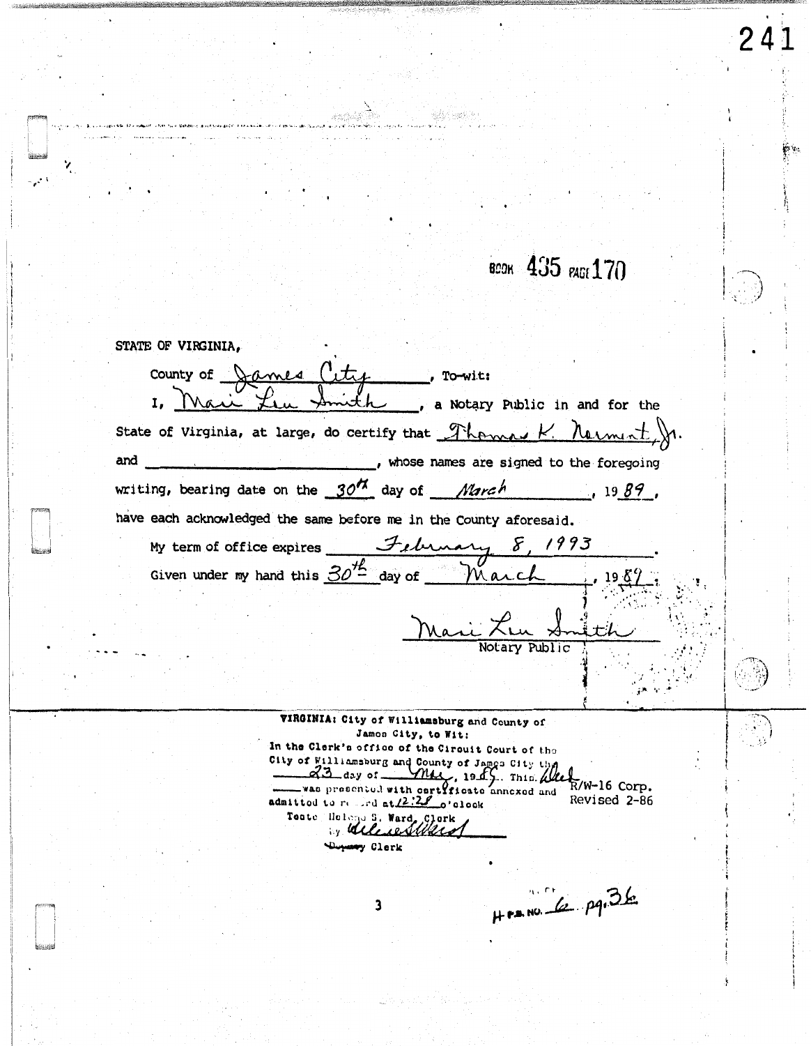BOOK 435 PAGE 170

STATE OF VIRGINIA,

County of James City, To-wit:

I, Mari Lu Smith, a Notary Public in and for the State of Virginia, at large, do certify that Thomas K. Norment, Jr. and ______________________, whose names are signed to the foregoing writing, bearing date on the 30th day of March, 1989, have each acknowledged the same before me in the County aforesaid.

My term of office expires February 8, 1993.

Given under my hand this 30th day of March, 1989.

Mari Lu Smith
Notary Public

---

VIRGINIA: City of Williamsburg and County of James City, to Wit:
In the Clerk's office of the Circuit Court of the City of Williamsburg and County of James City the 23 day of May, 1989. This Deed was presented with certificate annexed and admitted to record at 12:28 o'clock

Teste Helene S. Ward, Clerk
by Helene S Ward
Deputy Clerk

R/W-16 Corp.
Revised 2-86

H P.B. NO. 6 pg. 36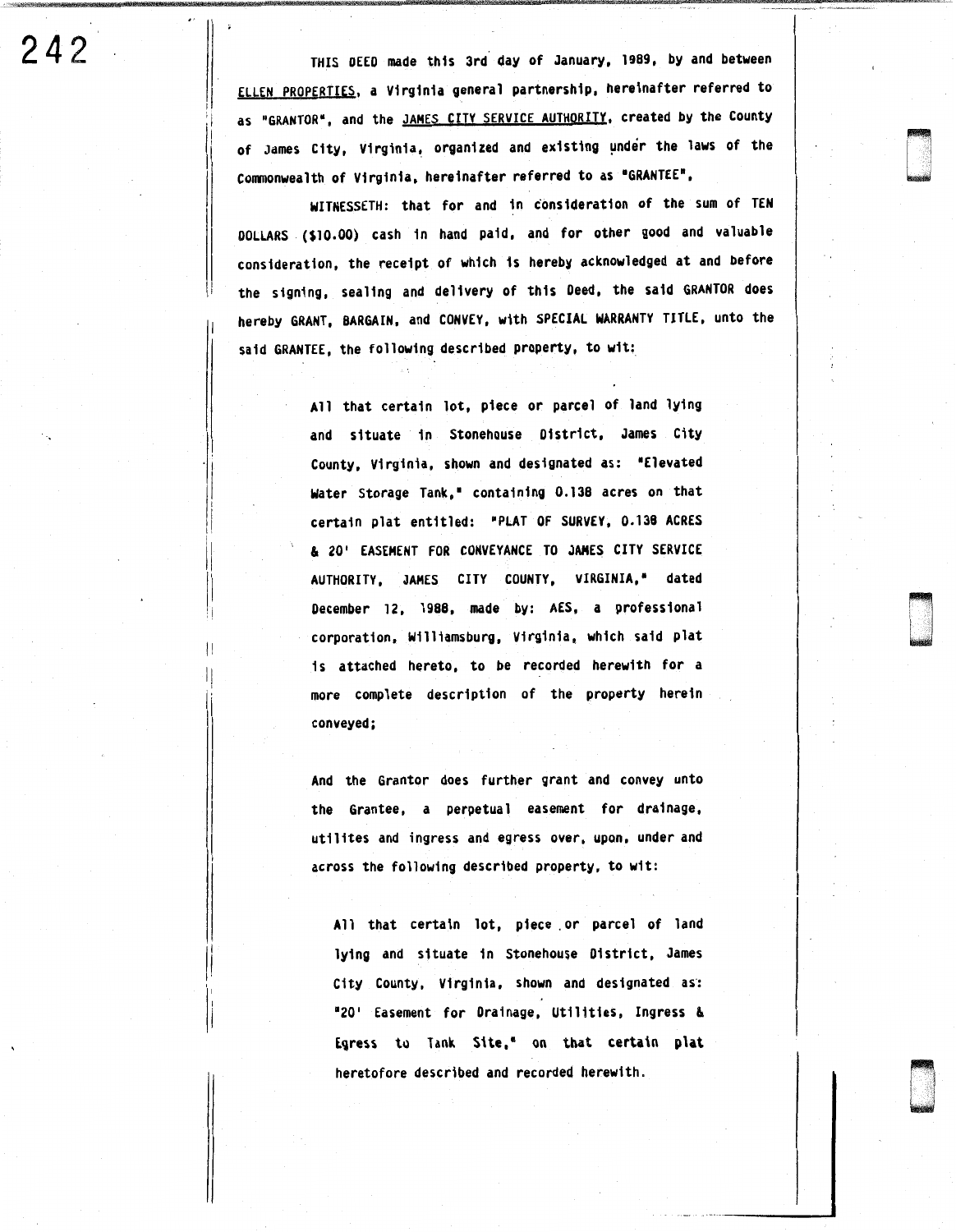THIS DEED made this 3rd day of January, 1989, by and between <u>ELLEN PROPERTIES</u>, a Virginia general partnership, hereinafter referred to as "GRANTOR", and the <u>JAMES CITY SERVICE AUTHORITY</u>, created by the County of James City, Virginia, organized and existing under the laws of the Commonwealth of Virginia, hereinafter referred to as "GRANTEE",

WITNESSETH: that for and in consideration of the sum of TEN DOLLARS ($10.00) cash in hand paid, and for other good and valuable consideration, the receipt of which is hereby acknowledged at and before the signing, sealing and delivery of this Deed, the said GRANTOR does hereby GRANT, BARGAIN, and CONVEY, with SPECIAL WARRANTY TITLE, unto the said GRANTEE, the following described property, to wit:

> All that certain lot, piece or parcel of land lying and situate in Stonehouse District, James City County, Virginia, shown and designated as: "Elevated Water Storage Tank," containing 0.138 acres on that certain plat entitled: "PLAT OF SURVEY, 0.138 ACRES & 20' EASEMENT FOR CONVEYANCE TO JAMES CITY SERVICE AUTHORITY, JAMES CITY COUNTY, VIRGINIA," dated December 12, 1988, made by: AES, a professional corporation, Williamsburg, Virginia, which said plat is attached hereto, to be recorded herewith for a more complete description of the property herein conveyed;
>
> And the Grantor does further grant and convey unto the Grantee, a perpetual easement for drainage, utilites and ingress and egress over, upon, under and across the following described property, to wit:
>
> > All that certain lot, piece or parcel of land lying and situate in Stonehouse District, James City County, Virginia, shown and designated as: "20' Easement for Drainage, Utilities, Ingress & Egress to Tank Site," on that certain plat heretofore described and recorded herewith.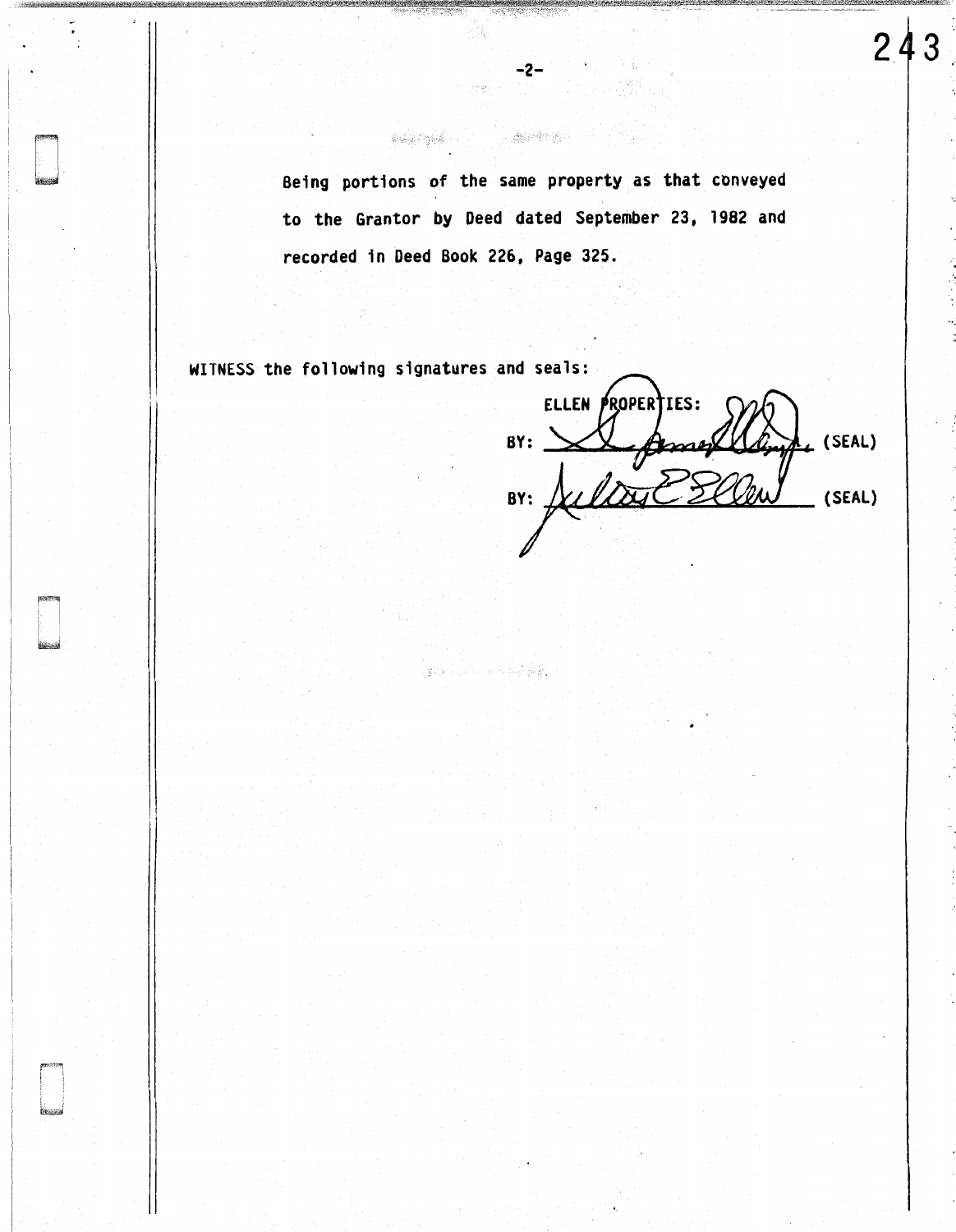Being portions of the same property as that conveyed to the Grantor by Deed dated September 23, 1982 and recorded in Deed Book 226, Page 325.

WITNESS the following signatures and seals:

ELLEN PROPERTIES:

BY: ______________________ (SEAL)

BY: ______________________ (SEAL)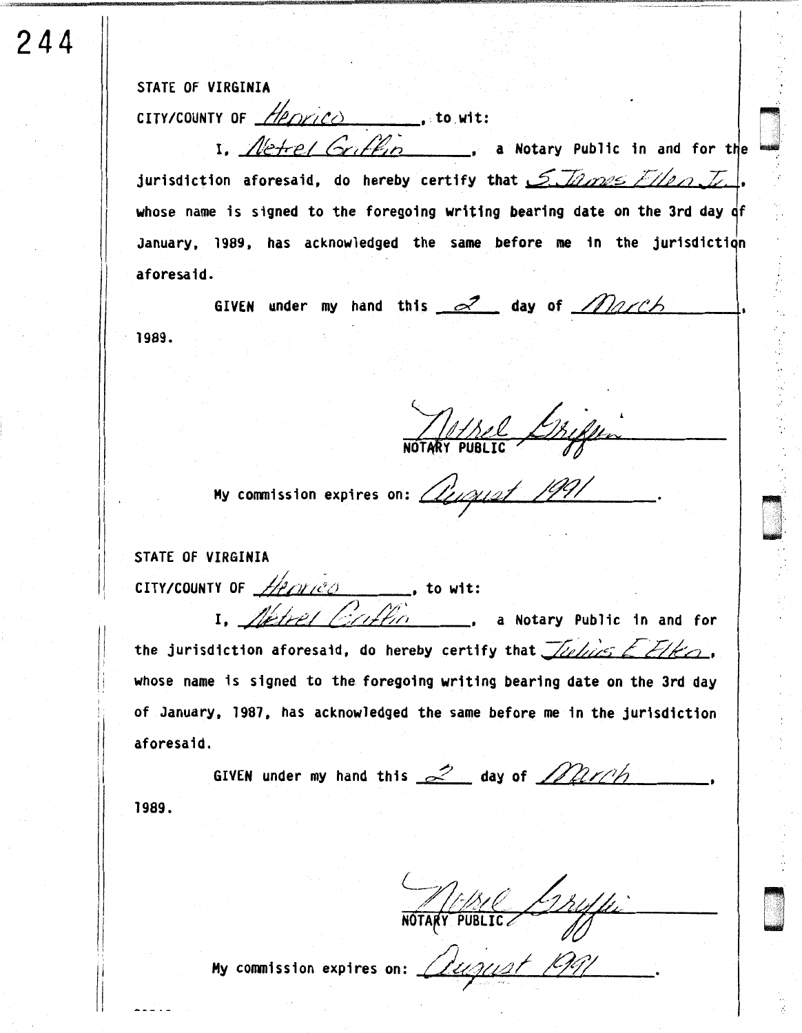STATE OF VIRGINIA

CITY/COUNTY OF *Henrico*, to wit:

I, *Netrel Griffin*, a Notary Public in and for the jurisdiction aforesaid, do hereby certify that *S. James Ellen Jr.*, whose name is signed to the foregoing writing bearing date on the 3rd day of January, 1989, has acknowledged the same before me in the jurisdiction aforesaid.

GIVEN under my hand this *2* day of *March*, 1989.

*Netrel Griffin*
NOTARY PUBLIC

My commission expires on: *August 1991*.

STATE OF VIRGINIA

CITY/COUNTY OF *Henrico*, to wit:

I, *Netrel Griffin*, a Notary Public in and for the jurisdiction aforesaid, do hereby certify that *Julius E Elko*, whose name is signed to the foregoing writing bearing date on the 3rd day of January, 1987, has acknowledged the same before me in the jurisdiction aforesaid.

GIVEN under my hand this *2* day of *March*, 1989.

*Netrel Griffin*
NOTARY PUBLIC

My commission expires on: *August 1991*.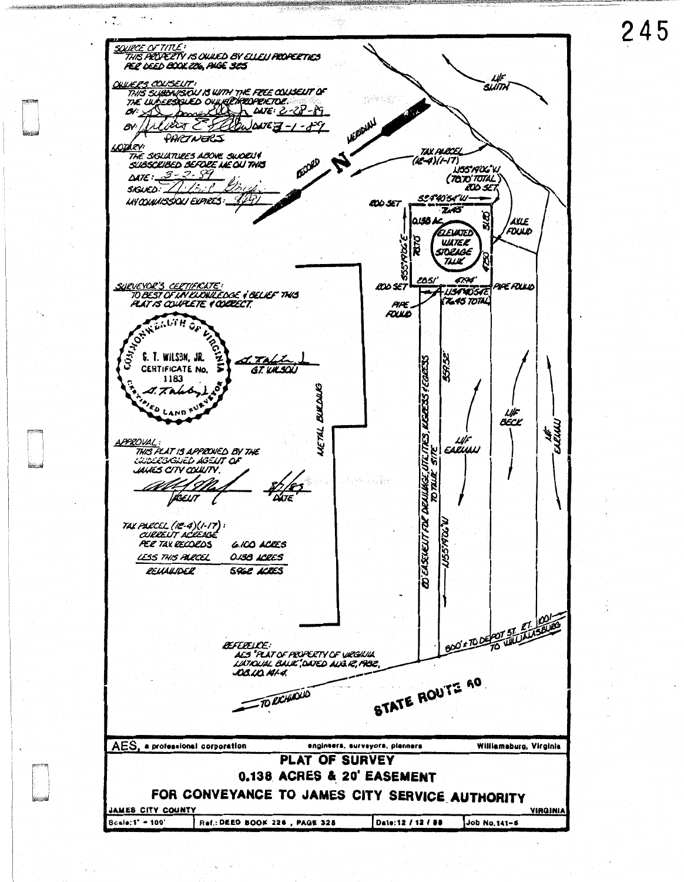SOURCE OF TITLE:
THIS PROPERTY IS OWNED BY ELLEN PROPERTIES PER DEED BOOK 226, PAGE 325

OWNERS CONSENT:
THIS SUBDIVISION IS WITH THE FREE CONSENT OF THE UNDERSIGNED OWNER/PROPRIETOR.
BY: DATE: 2-28-89
BY: DATE 3-1-89
PARTNERS

NOTARY:
THE SIGNATURES ABOVE SWORN & SUBSCRIBED BEFORE ME ON THIS
DATE: 3-2-89
SIGNED:
MY COMMISSION EXPIRES:

SURVEYOR'S CERTIFICATE:
TO BEST OF MY KNOWLEDGE & BELIEF THIS PLAT IS COMPLETE & CORRECT.

COMMONWEALTH OF VIRGINIA
G. T. WILSON, JR.
CERTIFICATE No. 1183
CERTIFIED LAND SURVEYOR

G.T. WILSON

APPROVAL:
THIS PLAT IS APPROVED BY THE UNDERSIGNED AGENT OF JAMES CITY COUNTY.

AGENT DATE

TAX PARCEL (12-4)(1-17):

| | |
|---|---|
| CURRENT ACREAGE PER TAX RECORDS | 6.100 ACRES |
| LESS THIS PARCEL | 0.138 ACRES |
| REMAINDER | 5.962 ACRES |

RECORD MERIDIAN N

L/F SMITH

TAX PARCEL (12-4)(1-17)
N55°19'06"W (70.70' TOTAL)
ROD SET
S34°40'54"W
ROD SET
76.45'
0.138 Ac.
ELEVATED WATER STORAGE TANK
S55°19'06"E
78.70
31.00
47.50
AXLE FOUND
ROD SET
28.51'
47.94'
N34°40'54"E (76.45 TOTAL)
PIPE FOUND
PIPE FOUND

METAL BUILDING

20' EASEMENT FOR DRAINAGE, UTILITIES, INGRESS & EGRESS TO TANK SITE
559.52'
N55°19'06"W

L/F EARMAN
L/F BECK
L/F EARMAN

REFERENCE:
AES "PLAT OF PROPERTY OF VIRGINIA NATIONAL BANK", DATED AUG. 12, 1982, JOB NO. 141-4.

600'± TO DEPOT ST. RT. 1001
TO WILLIAMSBURG
TO RICHMOND
STATE ROUTE 60

AES, a professional corporation — engineers, surveyors, planners — Williamsburg, Virginia

**PLAT OF SURVEY**
**0.138 ACRES & 20' EASEMENT**
**FOR CONVEYANCE TO JAMES CITY SERVICE AUTHORITY**

JAMES CITY COUNTY — VIRGINIA

| Scale: 1" = 100' | Ref.: DEED BOOK 226, PAGE 325 | Date: 12 / 12 / 88 | Job No. 141-5 |
|---|---|---|---|